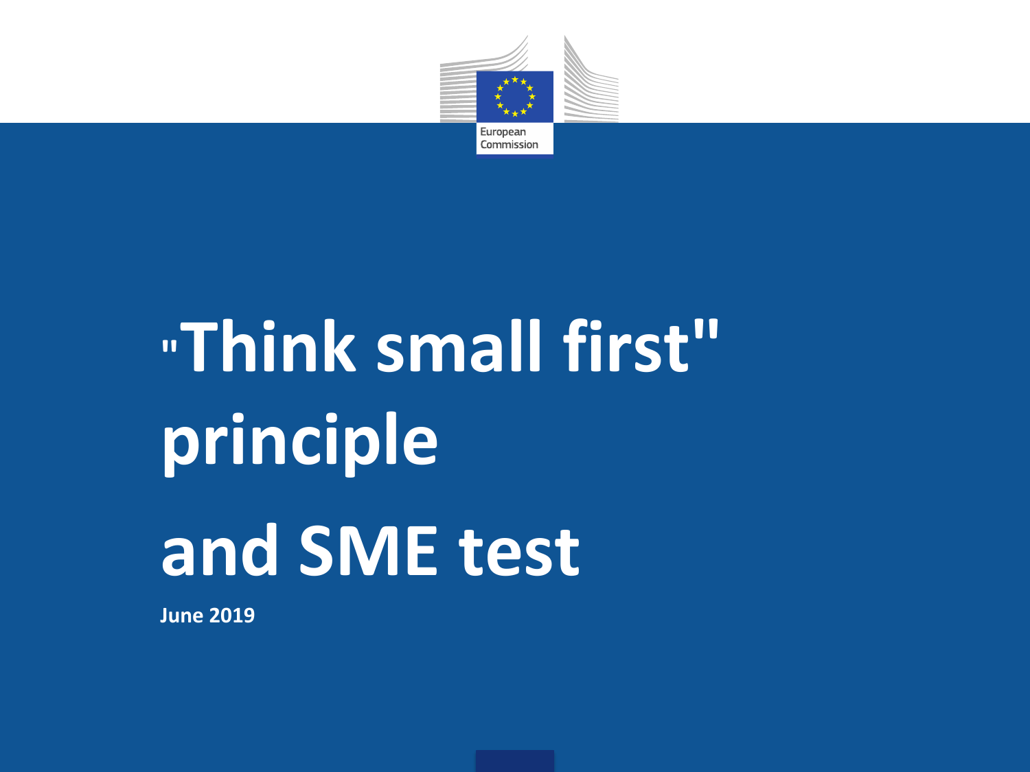European Commission

# "Think small first" principle and SME test

**June 2019**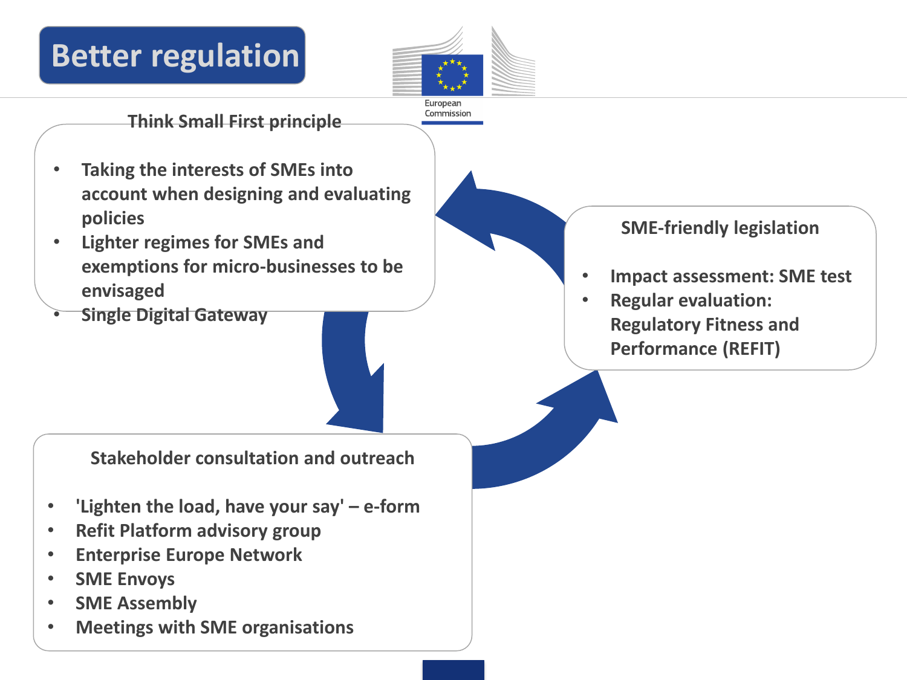# Better regulation

European Commission

### Think Small First principle

- Taking the interests of SMEs into account when designing and evaluating policies
- Lighter regimes for SMEs and exemptions for micro-businesses to be envisaged
- Single Digital Gateway

### SME-friendly legislation

- Impact assessment: SME test
- Regular evaluation: Regulatory Fitness and Performance (REFIT)

### Stakeholder consultation and outreach

- 'Lighten the load, have your say' – e-form
- Refit Platform advisory group
- Enterprise Europe Network
- SME Envoys
- SME Assembly
- Meetings with SME organisations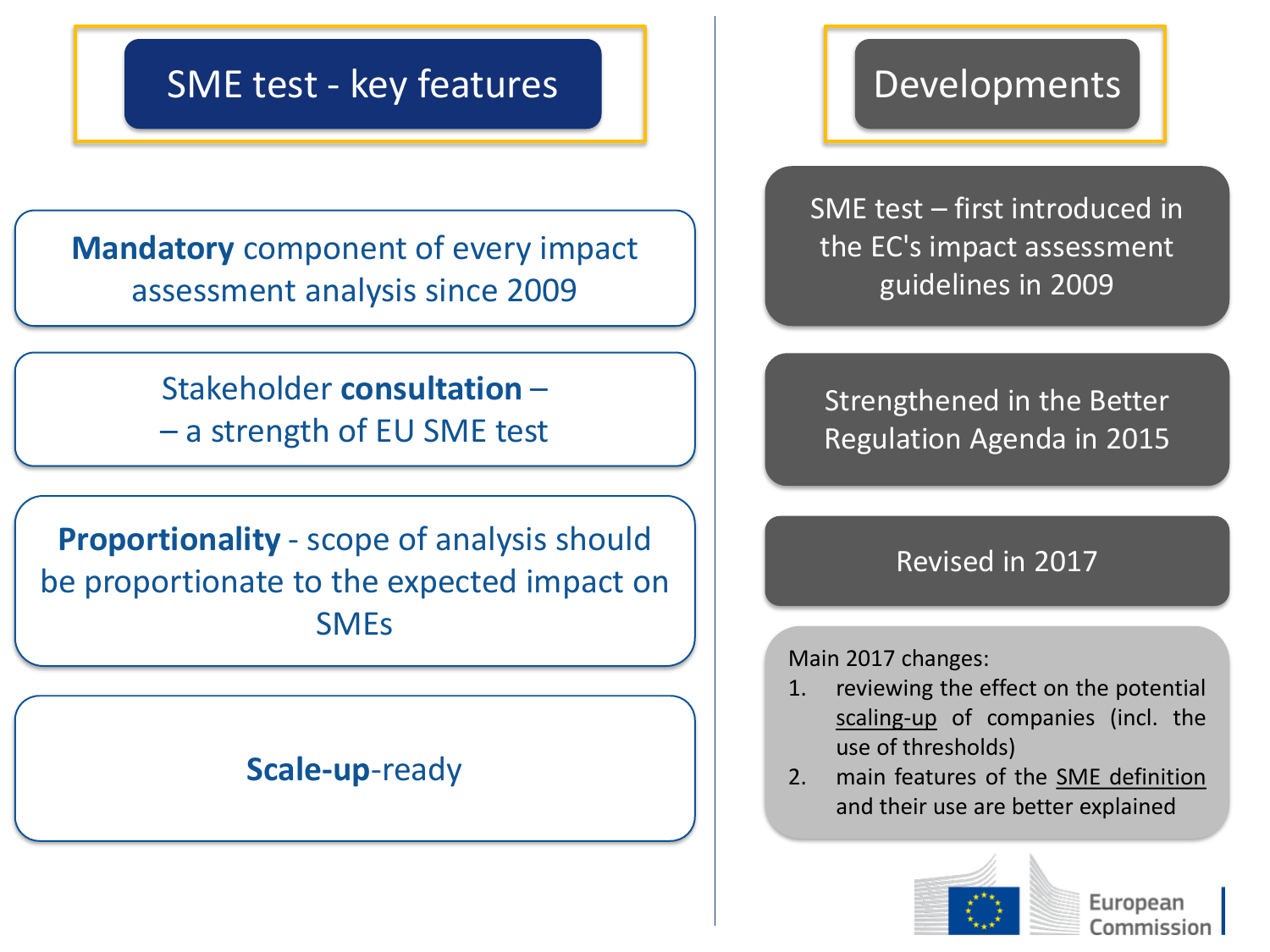## SME test - key features

**Mandatory** component of every impact assessment analysis since 2009

Stakeholder **consultation** – – a strength of EU SME test

**Proportionality** - scope of analysis should be proportionate to the expected impact on SMEs

**Scale-up**-ready

## Developments

SME test – first introduced in the EC's impact assessment guidelines in 2009

Strengthened in the Better Regulation Agenda in 2015

Revised in 2017

Main 2017 changes:

1. reviewing the effect on the potential scaling-up of companies (incl. the use of thresholds)
2. main features of the SME definition and their use are better explained

European Commission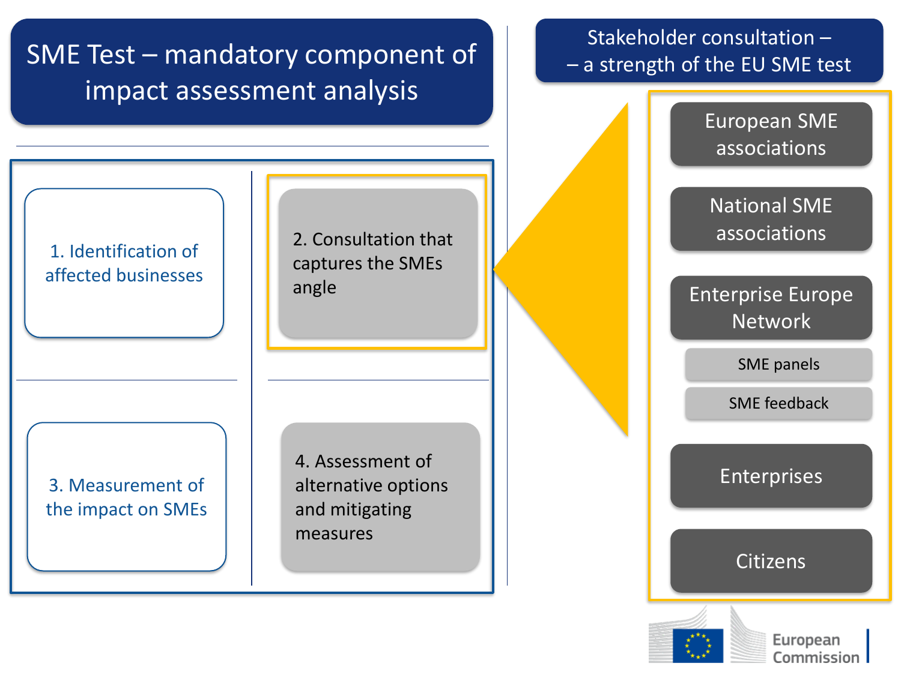# SME Test – mandatory component of impact assessment analysis

1. Identification of affected businesses

2. Consultation that captures the SMEs angle

3. Measurement of the impact on SMEs

4. Assessment of alternative options and mitigating measures

## Stakeholder consultation – – a strength of the EU SME test

- European SME associations
- National SME associations
- Enterprise Europe Network
  - SME panels
  - SME feedback
- Enterprises
- Citizens

European Commission